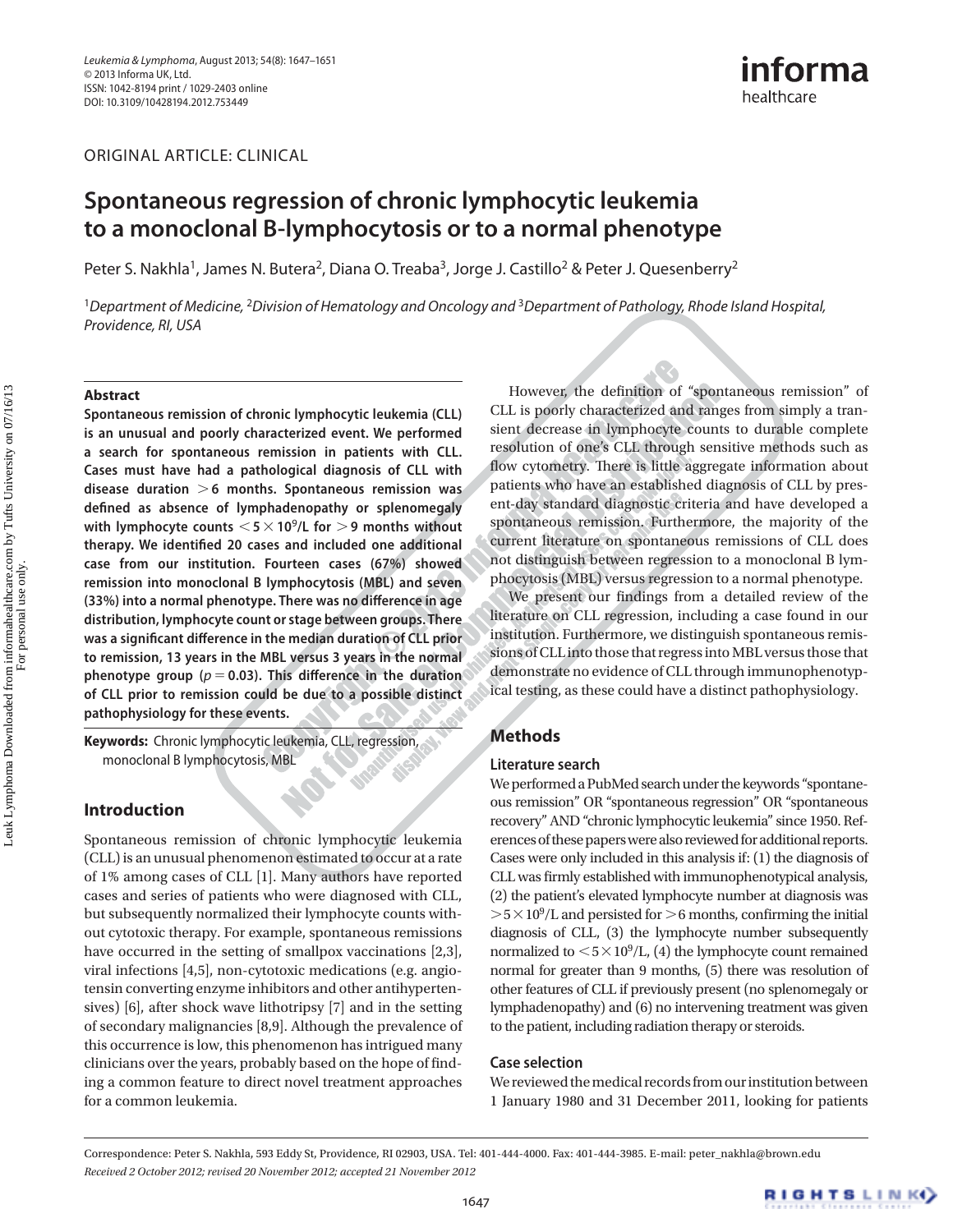ORIGINAL ARTICLE: CLINICAL

# Spontaneous regression of chronic lymphocytic leukemia to a monoclonal B-lymphocytosis or to a normal phenotype

Peter S. Nakhla[1], James N. Butera[2], Diana O. Treaba[3], Jorge J. Castillo[2] & Peter J. Quesenberry[2]

[1]*Department of Medicine,* [2]*Division of Hematology and Oncology and* [3]*Department of Pathology, Rhode Island Hospital, Providence, RI, USA*

### Abstract

**Spontaneous remission of chronic lymphocytic leukemia (CLL) is an unusual and poorly characterized event. We performed a search for spontaneous remission in patients with CLL. Cases must have had a pathological diagnosis of CLL with disease duration $>6$ months. Spontaneous remission was defined as absence of lymphadenopathy or splenomegaly with lymphocyte counts $<5\times10^9$/L for $>9$ months without therapy. We identified 20 cases and included one additional case from our institution. Fourteen cases (67%) showed remission into monoclonal B lymphocytosis (MBL) and seven (33%) into a normal phenotype. There was no difference in age distribution, lymphocyte count or stage between groups. There was a significant difference in the median duration of CLL prior to remission, 13 years in the MBL versus 3 years in the normal phenotype group ($p = 0.03$). This difference in the duration of CLL prior to remission could be due to a possible distinct pathophysiology for these events.**

**Keywords:** Chronic lymphocytic leukemia, CLL, regression, monoclonal B lymphocytosis, MBL

## Introduction

Spontaneous remission of chronic lymphocytic leukemia (CLL) is an unusual phenomenon estimated to occur at a rate of 1% among cases of CLL [1]. Many authors have reported cases and series of patients who were diagnosed with CLL, but subsequently normalized their lymphocyte counts without cytotoxic therapy. For example, spontaneous remissions have occurred in the setting of smallpox vaccinations [2,3], viral infections [4,5], non-cytotoxic medications (e.g. angiotensin converting enzyme inhibitors and other antihypertensives) [6], after shock wave lithotripsy [7] and in the setting of secondary malignancies [8,9]. Although the prevalence of this occurrence is low, this phenomenon has intrigued many clinicians over the years, probably based on the hope of finding a common feature to direct novel treatment approaches for a common leukemia.

However, the definition of "spontaneous remission" of CLL is poorly characterized and ranges from simply a transient decrease in lymphocyte counts to durable complete resolution of one's CLL through sensitive methods such as flow cytometry. There is little aggregate information about patients who have an established diagnosis of CLL by present-day standard diagnostic criteria and have developed a spontaneous remission. Furthermore, the majority of the current literature on spontaneous remissions of CLL does not distinguish between regression to a monoclonal B lymphocytosis (MBL) versus regression to a normal phenotype.

We present our findings from a detailed review of the literature on CLL regression, including a case found in our institution. Furthermore, we distinguish spontaneous remissions of CLL into those that regress into MBL versus those that demonstrate no evidence of CLL through immunophenotypical testing, as these could have a distinct pathophysiology.

## Methods

### Literature search

We performed a PubMed search under the keywords "spontaneous remission" OR "spontaneous regression" OR "spontaneous recovery" AND "chronic lymphocytic leukemia" since 1950. References of these papers were also reviewed for additional reports. Cases were only included in this analysis if: (1) the diagnosis of CLL was firmly established with immunophenotypical analysis, (2) the patient's elevated lymphocyte number at diagnosis was $>5\times10^9$/L and persisted for $>6$ months, confirming the initial diagnosis of CLL, (3) the lymphocyte number subsequently normalized to $<5\times10^9$/L, (4) the lymphocyte count remained normal for greater than 9 months, (5) there was resolution of other features of CLL if previously present (no splenomegaly or lymphadenopathy) and (6) no intervening treatment was given to the patient, including radiation therapy or steroids.

### Case selection

We reviewed the medical records from our institution between 1 January 1980 and 31 December 2011, looking for patients

Correspondence: Peter S. Nakhla, 593 Eddy St, Providence, RI 02903, USA. Tel: 401-444-4000. Fax: 401-444-3985. E-mail: peter_nakhla@brown.edu

*Received 2 October 2012; revised 20 November 2012; accepted 21 November 2012*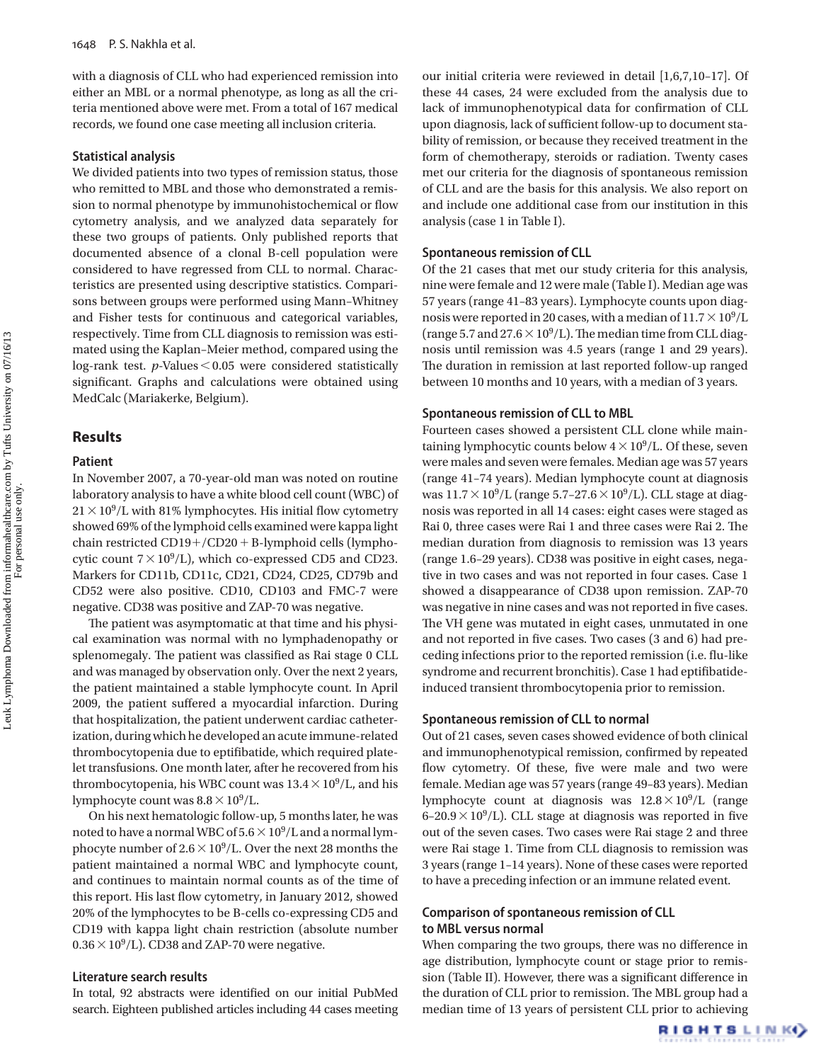with a diagnosis of CLL who had experienced remission into either an MBL or a normal phenotype, as long as all the criteria mentioned above were met. From a total of 167 medical records, we found one case meeting all inclusion criteria.

### Statistical analysis

We divided patients into two types of remission status, those who remitted to MBL and those who demonstrated a remission to normal phenotype by immunohistochemical or flow cytometry analysis, and we analyzed data separately for these two groups of patients. Only published reports that documented absence of a clonal B-cell population were considered to have regressed from CLL to normal. Characteristics are presented using descriptive statistics. Comparisons between groups were performed using Mann–Whitney and Fisher tests for continuous and categorical variables, respectively. Time from CLL diagnosis to remission was estimated using the Kaplan–Meier method, compared using the log-rank test. $p$-Values $< 0.05$ were considered statistically significant. Graphs and calculations were obtained using MedCalc (Mariakerke, Belgium).

## Results

### Patient

In November 2007, a 70-year-old man was noted on routine laboratory analysis to have a white blood cell count (WBC) of $21 \times 10^9$/L with 81% lymphocytes. His initial flow cytometry showed 69% of the lymphoid cells examined were kappa light chain restricted CD19+/CD20 + B-lymphoid cells (lymphocytic count $7 \times 10^9$/L), which co-expressed CD5 and CD23. Markers for CD11b, CD11c, CD21, CD24, CD25, CD79b and CD52 were also positive. CD10, CD103 and FMC-7 were negative. CD38 was positive and ZAP-70 was negative.

The patient was asymptomatic at that time and his physical examination was normal with no lymphadenopathy or splenomegaly. The patient was classified as Rai stage 0 CLL and was managed by observation only. Over the next 2 years, the patient maintained a stable lymphocyte count. In April 2009, the patient suffered a myocardial infarction. During that hospitalization, the patient underwent cardiac catheterization, during which he developed an acute immune-related thrombocytopenia due to eptifibatide, which required platelet transfusions. One month later, after he recovered from his thrombocytopenia, his WBC count was $13.4 \times 10^9$/L, and his lymphocyte count was $8.8 \times 10^9$/L.

On his next hematologic follow-up, 5 months later, he was noted to have a normal WBC of $5.6 \times 10^9$/L and a normal lymphocyte number of $2.6 \times 10^9$/L. Over the next 28 months the patient maintained a normal WBC and lymphocyte count, and continues to maintain normal counts as of the time of this report. His last flow cytometry, in January 2012, showed 20% of the lymphocytes to be B-cells co-expressing CD5 and CD19 with kappa light chain restriction (absolute number $0.36 \times 10^9$/L). CD38 and ZAP-70 were negative.

### Literature search results

In total, 92 abstracts were identified on our initial PubMed search. Eighteen published articles including 44 cases meeting our initial criteria were reviewed in detail [1,6,7,10–17]. Of these 44 cases, 24 were excluded from the analysis due to lack of immunophenotypical data for confirmation of CLL upon diagnosis, lack of sufficient follow-up to document stability of remission, or because they received treatment in the form of chemotherapy, steroids or radiation. Twenty cases met our criteria for the diagnosis of spontaneous remission of CLL and are the basis for this analysis. We also report on and include one additional case from our institution in this analysis (case 1 in Table I).

### Spontaneous remission of CLL

Of the 21 cases that met our study criteria for this analysis, nine were female and 12 were male (Table I). Median age was 57 years (range 41–83 years). Lymphocyte counts upon diagnosis were reported in 20 cases, with a median of $11.7 \times 10^9$/L (range 5.7 and $27.6 \times 10^9$/L). The median time from CLL diagnosis until remission was 4.5 years (range 1 and 29 years). The duration in remission at last reported follow-up ranged between 10 months and 10 years, with a median of 3 years.

### Spontaneous remission of CLL to MBL

Fourteen cases showed a persistent CLL clone while maintaining lymphocytic counts below $4 \times 10^9$/L. Of these, seven were males and seven were females. Median age was 57 years (range 41–74 years). Median lymphocyte count at diagnosis was $11.7 \times 10^9$/L (range $5.7–27.6 \times 10^9$/L). CLL stage at diagnosis was reported in all 14 cases: eight cases were staged as Rai 0, three cases were Rai 1 and three cases were Rai 2. The median duration from diagnosis to remission was 13 years (range 1.6–29 years). CD38 was positive in eight cases, negative in two cases and was not reported in four cases. Case 1 showed a disappearance of CD38 upon remission. ZAP-70 was negative in nine cases and was not reported in five cases. The VH gene was mutated in eight cases, unmutated in one and not reported in five cases. Two cases (3 and 6) had preceding infections prior to the reported remission (i.e. flu-like syndrome and recurrent bronchitis). Case 1 had eptifibatide-induced transient thrombocytopenia prior to remission.

### Spontaneous remission of CLL to normal

Out of 21 cases, seven cases showed evidence of both clinical and immunophenotypical remission, confirmed by repeated flow cytometry. Of these, five were male and two were female. Median age was 57 years (range 49–83 years). Median lymphocyte count at diagnosis was $12.8 \times 10^9$/L (range $6–20.9 \times 10^9$/L). CLL stage at diagnosis was reported in five out of the seven cases. Two cases were Rai stage 2 and three were Rai stage 1. Time from CLL diagnosis to remission was 3 years (range 1–14 years). None of these cases were reported to have a preceding infection or an immune related event.

### Comparison of spontaneous remission of CLL to MBL versus normal

When comparing the two groups, there was no difference in age distribution, lymphocyte count or stage prior to remission (Table II). However, there was a significant difference in the duration of CLL prior to remission. The MBL group had a median time of 13 years of persistent CLL prior to achieving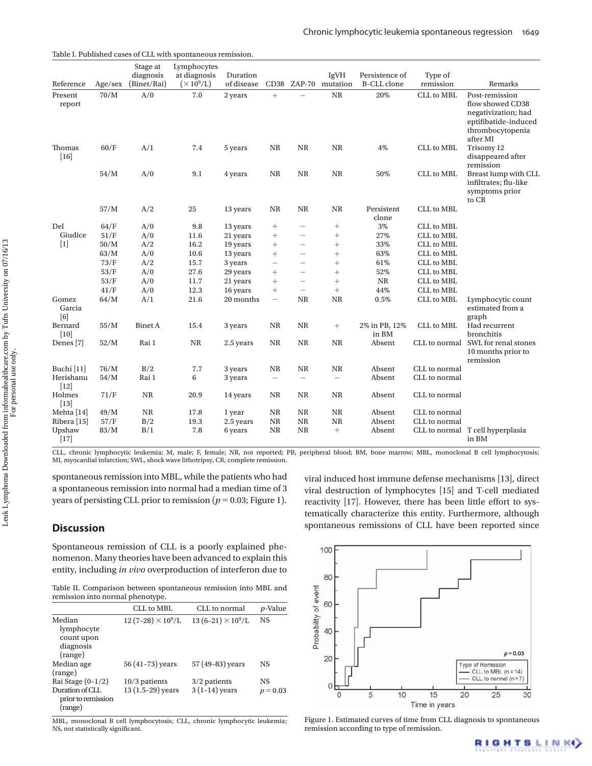Table I. Published cases of CLL with spontaneous remission.

| Reference | Age/sex | Stage at diagnosis (Binet/Rai) | Lymphocytes at diagnosis ($\times 10^9$/L) | Duration of disease | CD38 | ZAP-70 | IgVH mutation | Persistence of B-CLL clone | Type of remission | Remarks |
|---|---|---|---|---|---|---|---|---|---|---|
| Present report | 70/M | A/0 | 7.0 | 2 years | + | − | NR | 20% | CLL to MBL | Post-remission flow showed CD38 negativization; had eptifibatide-induced thrombocytopenia after MI |
| Thomas [16] | 60/F | A/1 | 7.4 | 5 years | NR | NR | NR | 4% | CLL to MBL | Trisomy 12 disappeared after remission |
| | 54/M | A/0 | 9.1 | 4 years | NR | NR | NR | 50% | CLL to MBL | Breast lump with CLL infiltrates; flu-like symptoms prior to CR |
| | 57/M | A/2 | 25 | 13 years | NR | NR | NR | Persistent clone | CLL to MBL | |
| Del Giudice [1] | 64/F | A/0 | 9.8 | 13 years | + | − | + | 3% | CLL to MBL | |
| | 51/F | A/0 | 11.6 | 21 years | + | − | + | 27% | CLL to MBL | |
| | 50/M | A/2 | 16.2 | 19 years | + | − | + | 33% | CLL to MBL | |
| | 63/M | A/0 | 10.6 | 13 years | + | − | + | 63% | CLL to MBL | |
| | 73/F | A/2 | 15.7 | 3 years | − | − | + | 61% | CLL to MBL | |
| | 53/F | A/0 | 27.6 | 29 years | + | − | + | 52% | CLL to MBL | |
| | 53/F | A/0 | 11.7 | 21 years | + | − | + | NR | CLL to MBL | |
| | 41/F | A/0 | 12.3 | 16 years | + | − | + | 44% | CLL to MBL | |
| Gomez Garcia [6] | 64/M | A/1 | 21.6 | 20 months | − | NR | NR | 0.5% | CLL to MBL | Lymphocytic count estimated from a graph |
| Bernard [10] | 55/M | Binet A | 15.4 | 3 years | NR | NR | + | 2% in PB, 12% in BM | CLL to MBL | Had recurrent bronchitis |
| Denes [7] | 52/M | Rai 1 | NR | 2.5 years | NR | NR | NR | Absent | CLL to normal | SWL for renal stones 10 months prior to remission |
| Buchi [11] | 76/M | B/2 | 7.7 | 3 years | NR | NR | NR | Absent | CLL to normal | |
| Herishanu [12] | 54/M | Rai 1 | 6 | 3 years | − | − | − | Absent | CLL to normal | |
| Holmes [13] | 71/F | NR | 20.9 | 14 years | NR | NR | NR | Absent | CLL to normal | |
| Mehta [14] | 49/M | NR | 17.8 | 1 year | NR | NR | NR | Absent | CLL to normal | |
| Ribera [15] | 57/F | B/2 | 19.3 | 2.5 years | NR | NR | NR | Absent | CLL to normal | |
| Upshaw [17] | 83/M | B/1 | 7.8 | 6 years | NR | NR | + | Absent | CLL to normal | T cell hyperplasia in BM |

CLL, chronic lymphocytic leukemia; M, male; F, female; NR, not reported; PB, peripheral blood; BM, bone marrow; MBL, monoclonal B cell lymphocytosis; MI, myocardial infarction; SWL, shock wave lithotripsy, CR, complete remission.

spontaneous remission into MBL, while the patients who had a spontaneous remission into normal had a median time of 3 years of persisting CLL prior to remission ($p = 0.03$; Figure 1).

## Discussion

Spontaneous remission of CLL is a poorly explained phenomenon. Many theories have been advanced to explain this entity, including *in vivo* overproduction of interferon due to viral induced host immune defense mechanisms [13], direct viral destruction of lymphocytes [15] and T-cell mediated reactivity [17]. However, there has been little effort to systematically characterize this entity. Furthermore, although spontaneous remissions of CLL have been reported since

Table II. Comparison between spontaneous remission into MBL and remission into normal phenotype.

| | CLL to MBL | CLL to normal | *p*-Value |
|---|---|---|---|
| Median lymphocyte count upon diagnosis (range) | 12 (7–28) $\times 10^9$/L | 13 (6–21) $\times 10^9$/L | NS |
| Median age (range) | 56 (41–73) years | 57 (49–83) years | NS |
| Rai Stage (0–1/2) | 10/3 patients | 3/2 patients | NS |
| Duration of CLL prior to remission (range) | 13 (1.5–29) years | 3 (1–14) years | $p = 0.03$ |

MBL, monoclonal B cell lymphocytosis; CLL, chronic lymphocytic leukemia; NS, not statistically significant.

Figure 1. Estimated curves of time from CLL diagnosis to spontaneous remission according to type of remission.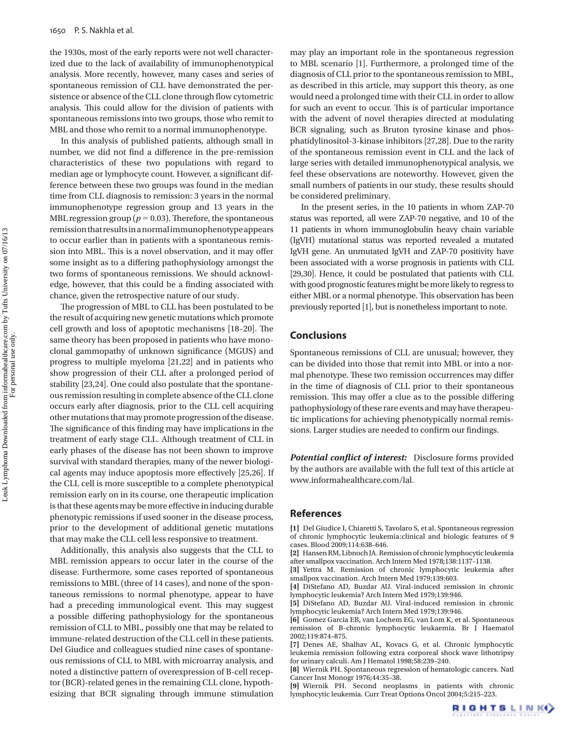the 1930s, most of the early reports were not well characterized due to the lack of availability of immunophenotypical analysis. More recently, however, many cases and series of spontaneous remission of CLL have demonstrated the persistence or absence of the CLL clone through flow cytometric analysis. This could allow for the division of patients with spontaneous remissions into two groups, those who remit to MBL and those who remit to a normal immunophenotype.

In this analysis of published patients, although small in number, we did not find a difference in the pre-remission characteristics of these two populations with regard to median age or lymphocyte count. However, a significant difference between these two groups was found in the median time from CLL diagnosis to remission: 3 years in the normal immunophenotype regression group and 13 years in the MBL regression group ($p = 0.03$). Therefore, the spontaneous remission that results in a normal immunophenotype appears to occur earlier than in patients with a spontaneous remission into MBL. This is a novel observation, and it may offer some insight as to a differing pathophysiology amongst the two forms of spontaneous remissions. We should acknowledge, however, that this could be a finding associated with chance, given the retrospective nature of our study.

The progression of MBL to CLL has been postulated to be the result of acquiring new genetic mutations which promote cell growth and loss of apoptotic mechanisms [18–20]. The same theory has been proposed in patients who have monoclonal gammopathy of unknown significance (MGUS) and progress to multiple myeloma [21,22] and in patients who show progression of their CLL after a prolonged period of stability [23,24]. One could also postulate that the spontaneous remission resulting in complete absence of the CLL clone occurs early after diagnosis, prior to the CLL cell acquiring other mutations that may promote progression of the disease. The significance of this finding may have implications in the treatment of early stage CLL. Although treatment of CLL in early phases of the disease has not been shown to improve survival with standard therapies, many of the newer biological agents may induce apoptosis more effectively [25,26]. If the CLL cell is more susceptible to a complete phenotypical remission early on in its course, one therapeutic implication is that these agents may be more effective in inducing durable phenotypic remissions if used sooner in the disease process, prior to the development of additional genetic mutations that may make the CLL cell less responsive to treatment.

Additionally, this analysis also suggests that the CLL to MBL remission appears to occur later in the course of the disease. Furthermore, some cases reported of spontaneous remissions to MBL (three of 14 cases), and none of the spontaneous remissions to normal phenotype, appear to have had a preceding immunological event. This may suggest a possible differing pathophysiology for the spontaneous remission of CLL to MBL, possibly one that may be related to immune-related destruction of the CLL cell in these patients. Del Giudice and colleagues studied nine cases of spontaneous remissions of CLL to MBL with microarray analysis, and noted a distinctive pattern of overexpression of B-cell receptor (BCR)-related genes in the remaining CLL clone, hypothesizing that BCR signaling through immune stimulation may play an important role in the spontaneous regression to MBL scenario [1]. Furthermore, a prolonged time of the diagnosis of CLL prior to the spontaneous remission to MBL, as described in this article, may support this theory, as one would need a prolonged time with their CLL in order to allow for such an event to occur. This is of particular importance with the advent of novel therapies directed at modulating BCR signaling, such as Bruton tyrosine kinase and phosphatidylinositol-3-kinase inhibitors [27,28]. Due to the rarity of the spontaneous remission event in CLL and the lack of large series with detailed immunophenotypical analysis, we feel these observations are noteworthy. However, given the small numbers of patients in our study, these results should be considered preliminary.

In the present series, in the 10 patients in whom ZAP-70 status was reported, all were ZAP-70 negative, and 10 of the 11 patients in whom immunoglobulin heavy chain variable (IgVH) mutational status was reported revealed a mutated IgVH gene. An unmutated IgVH and ZAP-70 positivity have been associated with a worse prognosis in patients with CLL [29,30]. Hence, it could be postulated that patients with CLL with good prognostic features might be more likely to regress to either MBL or a normal phenotype. This observation has been previously reported [1], but is nonetheless important to note.

## Conclusions

Spontaneous remissions of CLL are unusual; however, they can be divided into those that remit into MBL or into a normal phenotype. These two remission occurrences may differ in the time of diagnosis of CLL prior to their spontaneous remission. This may offer a clue as to the possible differing pathophysiology of these rare events and may have therapeutic implications for achieving phenotypically normal remissions. Larger studies are needed to confirm our findings.

***Potential conflict of interest:*** Disclosure forms provided by the authors are available with the full text of this article at www.informahealthcare.com/lal.

## References

**[1]** Del Giudice I, Chiaretti S, Tavolaro S, et al. Spontaneous regression of chronic lymphocytic leukemia:clinical and biologic features of 9 cases. Blood 2009;114:638–646.

**[2]** Hansen RM, Libnoch JA. Remission of chronic lymphocytic leukemia after smallpox vaccination. Arch Intern Med 1978;138:1137–1138.

**[3]** Yettra M. Remission of chronic lymphocytic leukemia after smallpox vaccination. Arch Intern Med 1979;139:603.

**[4]** DiStefano AD, Buzdar AU. Viral-induced remission in chronic lymphocytic leukemia? Arch Intern Med 1979;139:946.

**[5]** DiStefano AD, Buzdar AU. Viral-induced remission in chronic lymphocytic leukemia? Arch Intern Med 1979;139:946.

**[6]** Gomez Garcia EB, van Lochem EG, van Lom K, et al. Spontaneous remission of B-chronic lymphocytic leukaemia. Br J Haematol 2002;119:874–875.

**[7]** Denes AE, Shalhav AL, Kovacs G, et al. Chronic lymphocytic leukemia remission following extra corporeal shock wave lithotripsy for urinary calculi. Am J Hematol 1998;58:239–240.

**[8]** Wiernik PH. Spontaneous regression of hematologic cancers. Natl Cancer Inst Monogr 1976;44:35–38.

**[9]** Wiernik PH. Second neoplasms in patients with chronic lymphocytic leukemia. Curr Treat Options Oncol 2004;5:215–223.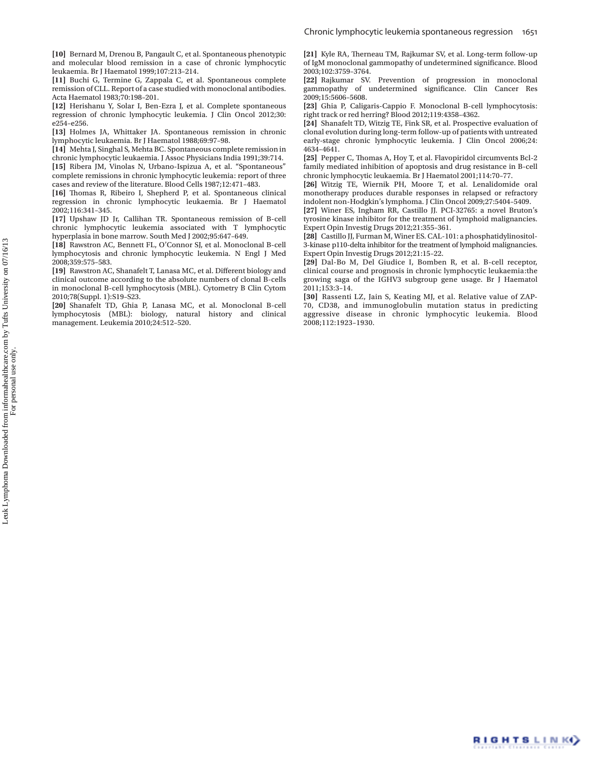[10] Bernard M, Drenou B, Pangault C, et al. Spontaneous phenotypic and molecular blood remission in a case of chronic lymphocytic leukaemia. Br J Haematol 1999;107:213–214.

[11] Buchi G, Termine G, Zappala C, et al. Spontaneous complete remission of CLL. Report of a case studied with monoclonal antibodies. Acta Haematol 1983;70:198–201.

[12] Herishanu Y, Solar I, Ben-Ezra J, et al. Complete spontaneous regression of chronic lymphocytic leukemia. J Clin Oncol 2012;30: e254–e256.

[13] Holmes JA, Whittaker JA. Spontaneous remission in chronic lymphocytic leukaemia. Br J Haematol 1988;69:97–98.

[14] Mehta J, Singhal S, Mehta BC. Spontaneous complete remission in chronic lymphocytic leukaemia. J Assoc Physicians India 1991;39:714.

[15] Ribera JM, Vinolas N, Urbano-Ispizua A, et al. "Spontaneous" complete remissions in chronic lymphocytic leukemia: report of three cases and review of the literature. Blood Cells 1987;12:471–483.

[16] Thomas R, Ribeiro I, Shepherd P, et al. Spontaneous clinical regression in chronic lymphocytic leukaemia. Br J Haematol 2002;116:341–345.

[17] Upshaw JD Jr, Callihan TR. Spontaneous remission of B-cell chronic lymphocytic leukemia associated with T lymphocytic hyperplasia in bone marrow. South Med J 2002;95:647–649.

[18] Rawstron AC, Bennett FL, O'Connor SJ, et al. Monoclonal B-cell lymphocytosis and chronic lymphocytic leukemia. N Engl J Med 2008;359:575–583.

[19] Rawstron AC, Shanafelt T, Lanasa MC, et al. Different biology and clinical outcome according to the absolute numbers of clonal B-cells in monoclonal B-cell lymphocytosis (MBL). Cytometry B Clin Cytom 2010;78(Suppl. 1):S19–S23.

[20] Shanafelt TD, Ghia P, Lanasa MC, et al. Monoclonal B-cell lymphocytosis (MBL): biology, natural history and clinical management. Leukemia 2010;24:512–520.

[21] Kyle RA, Therneau TM, Rajkumar SV, et al. Long-term follow-up of IgM monoclonal gammopathy of undetermined significance. Blood 2003;102:3759–3764.

[22] Rajkumar SV. Prevention of progression in monoclonal gammopathy of undetermined significance. Clin Cancer Res 2009;15:5606–5608.

[23] Ghia P, Caligaris-Cappio F. Monoclonal B-cell lymphocytosis: right track or red herring? Blood 2012;119:4358–4362.

[24] Shanafelt TD, Witzig TE, Fink SR, et al. Prospective evaluation of clonal evolution during long-term follow-up of patients with untreated early-stage chronic lymphocytic leukemia. J Clin Oncol 2006;24: 4634–4641.

[25] Pepper C, Thomas A, Hoy T, et al. Flavopiridol circumvents Bcl-2 family mediated inhibition of apoptosis and drug resistance in B-cell chronic lymphocytic leukaemia. Br J Haematol 2001;114:70–77.

[26] Witzig TE, Wiernik PH, Moore T, et al. Lenalidomide oral monotherapy produces durable responses in relapsed or refractory indolent non-Hodgkin's lymphoma. J Clin Oncol 2009;27:5404–5409.

[27] Winer ES, Ingham RR, Castillo JJ. PCI-32765: a novel Bruton's tyrosine kinase inhibitor for the treatment of lymphoid malignancies. Expert Opin Investig Drugs 2012;21:355–361.

[28] Castillo JJ, Furman M, Winer ES. CAL-101: a phosphatidylinositol-3-kinase p110-delta inhibitor for the treatment of lymphoid malignancies. Expert Opin Investig Drugs 2012;21:15–22.

[29] Dal-Bo M, Del Giudice I, Bomben R, et al. B-cell receptor, clinical course and prognosis in chronic lymphocytic leukaemia:the growing saga of the IGHV3 subgroup gene usage. Br J Haematol 2011;153:3–14.

[30] Rassenti LZ, Jain S, Keating MJ, et al. Relative value of ZAP-70, CD38, and immunoglobulin mutation status in predicting aggressive disease in chronic lymphocytic leukemia. Blood 2008;112:1923–1930.